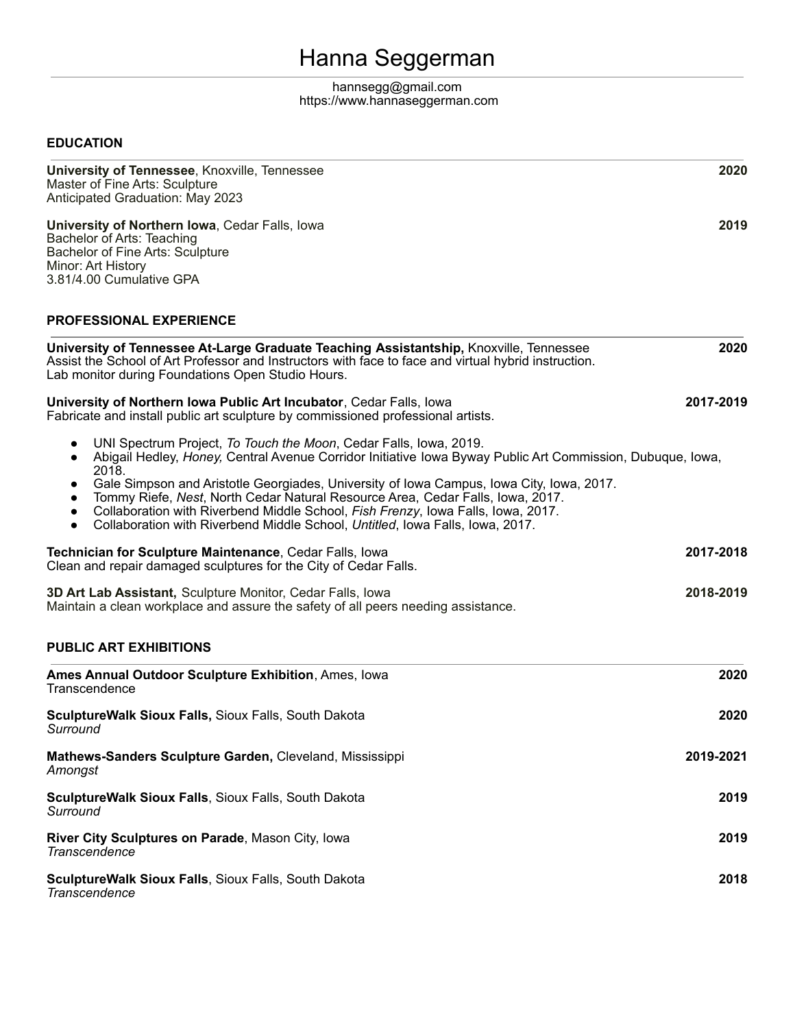# Hanna Seggerman

hannsegg@gmail.com
https://www.hannaseggerman.com

## EDUCATION

**University of Tennessee**, Knoxville, Tennessee **2020**
Master of Fine Arts: Sculpture
Anticipated Graduation: May 2023

**University of Northern Iowa**, Cedar Falls, Iowa **2019**
Bachelor of Arts: Teaching
Bachelor of Fine Arts: Sculpture
Minor: Art History
3.81/4.00 Cumulative GPA

## PROFESSIONAL EXPERIENCE

**University of Tennessee At-Large Graduate Teaching Assistantship,** Knoxville, Tennessee **2020**
Assist the School of Art Professor and Instructors with face to face and virtual hybrid instruction.
Lab monitor during Foundations Open Studio Hours.

**University of Northern Iowa Public Art Incubator**, Cedar Falls, Iowa **2017-2019**
Fabricate and install public art sculpture by commissioned professional artists.

- UNI Spectrum Project, *To Touch the Moon*, Cedar Falls, Iowa, 2019.
- Abigail Hedley, *Honey,* Central Avenue Corridor Initiative Iowa Byway Public Art Commission, Dubuque, Iowa, 2018.
- Gale Simpson and Aristotle Georgiades, University of Iowa Campus, Iowa City, Iowa, 2017.
- Tommy Riefe, *Nest*, North Cedar Natural Resource Area, Cedar Falls, Iowa, 2017.
- Collaboration with Riverbend Middle School, *Fish Frenzy*, Iowa Falls, Iowa, 2017.
- Collaboration with Riverbend Middle School, *Untitled*, Iowa Falls, Iowa, 2017.

**Technician for Sculpture Maintenance**, Cedar Falls, Iowa **2017-2018**
Clean and repair damaged sculptures for the City of Cedar Falls.

**3D Art Lab Assistant,** Sculpture Monitor, Cedar Falls, Iowa **2018-2019**
Maintain a clean workplace and assure the safety of all peers needing assistance.

## PUBLIC ART EXHIBITIONS

**Ames Annual Outdoor Sculpture Exhibition**, Ames, Iowa **2020**
Transcendence

**SculptureWalk Sioux Falls,** Sioux Falls, South Dakota **2020**
*Surround*

**Mathews-Sanders Sculpture Garden,** Cleveland, Mississippi **2019-2021**
*Amongst*

**SculptureWalk Sioux Falls**, Sioux Falls, South Dakota **2019**
*Surround*

**River City Sculptures on Parade**, Mason City, Iowa **2019**
*Transcendence*

**SculptureWalk Sioux Falls**, Sioux Falls, South Dakota **2018**
*Transcendence*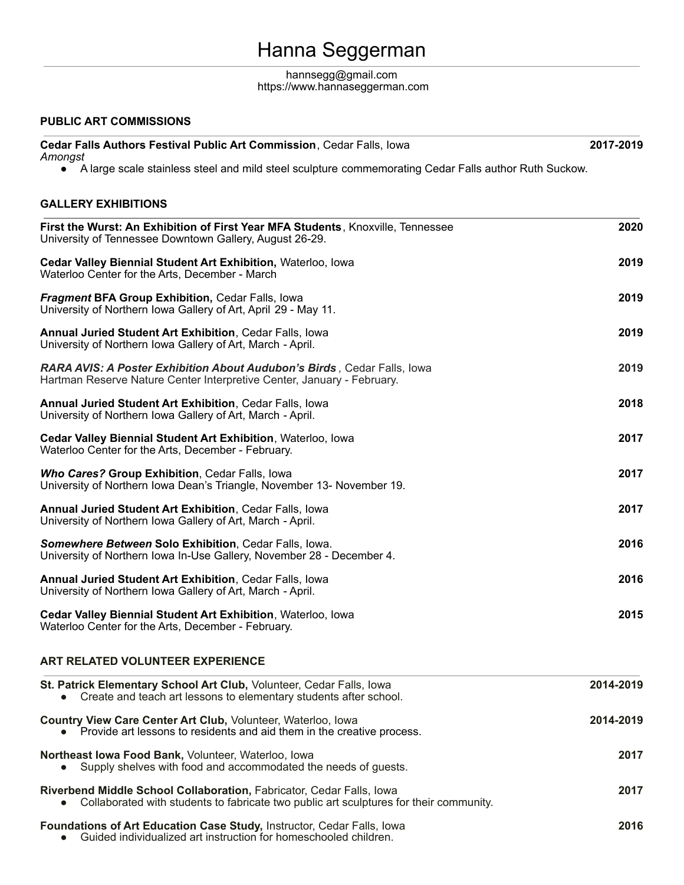# Hanna Seggerman

hannsegg@gmail.com
https://www.hannaseggerman.com

## PUBLIC ART COMMISSIONS

**Cedar Falls Authors Festival Public Art Commission**, Cedar Falls, Iowa **2017-2019**
*Amongst*

- A large scale stainless steel and mild steel sculpture commemorating Cedar Falls author Ruth Suckow.

## GALLERY EXHIBITIONS

**First the Wurst: An Exhibition of First Year MFA Students**, Knoxville, Tennessee **2020**
University of Tennessee Downtown Gallery, August 26-29.

**Cedar Valley Biennial Student Art Exhibition,** Waterloo, Iowa **2019**
Waterloo Center for the Arts, December - March

***Fragment* BFA Group Exhibition,** Cedar Falls, Iowa **2019**
University of Northern Iowa Gallery of Art, April 29 - May 11.

**Annual Juried Student Art Exhibition**, Cedar Falls, Iowa **2019**
University of Northern Iowa Gallery of Art, March - April.

***RARA AVIS: A Poster Exhibition About Audubon's Birds*** , Cedar Falls, Iowa **2019**
Hartman Reserve Nature Center Interpretive Center, January - February.

**Annual Juried Student Art Exhibition**, Cedar Falls, Iowa **2018**
University of Northern Iowa Gallery of Art, March - April.

**Cedar Valley Biennial Student Art Exhibition**, Waterloo, Iowa **2017**
Waterloo Center for the Arts, December - February.

***Who Cares?* Group Exhibition**, Cedar Falls, Iowa **2017**
University of Northern Iowa Dean's Triangle, November 13- November 19.

**Annual Juried Student Art Exhibition**, Cedar Falls, Iowa **2017**
University of Northern Iowa Gallery of Art, March - April.

***Somewhere Between* Solo Exhibition**, Cedar Falls, Iowa. **2016**
University of Northern Iowa In-Use Gallery, November 28 - December 4.

**Annual Juried Student Art Exhibition**, Cedar Falls, Iowa **2016**
University of Northern Iowa Gallery of Art, March - April.

**Cedar Valley Biennial Student Art Exhibition**, Waterloo, Iowa **2015**
Waterloo Center for the Arts, December - February.

## ART RELATED VOLUNTEER EXPERIENCE

**St. Patrick Elementary School Art Club,** Volunteer, Cedar Falls, Iowa **2014-2019**

- Create and teach art lessons to elementary students after school.

**Country View Care Center Art Club,** Volunteer, Waterloo, Iowa **2014-2019**

- Provide art lessons to residents and aid them in the creative process.

**Northeast Iowa Food Bank,** Volunteer, Waterloo, Iowa **2017**

- Supply shelves with food and accommodated the needs of guests.

**Riverbend Middle School Collaboration,** Fabricator, Cedar Falls, Iowa **2017**

- Collaborated with students to fabricate two public art sculptures for their community.

**Foundations of Art Education Case Study,** Instructor, Cedar Falls, Iowa **2016**

- Guided individualized art instruction for homeschooled children.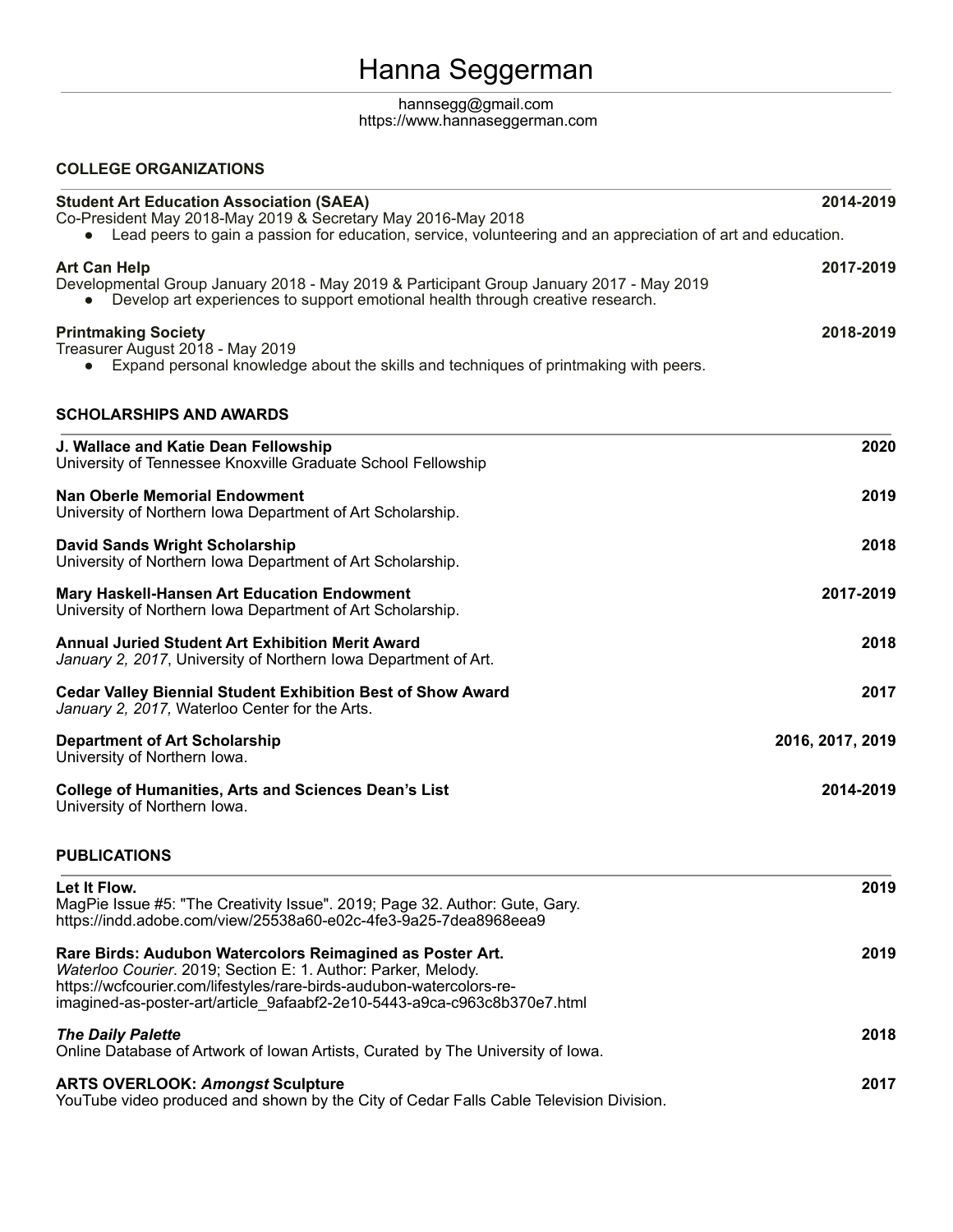# Hanna Seggerman

hannsegg@gmail.com
https://www.hannaseggerman.com

## COLLEGE ORGANIZATIONS

**Student Art Education Association (SAEA)** **2014-2019**
Co-President May 2018-May 2019 & Secretary May 2016-May 2018
- Lead peers to gain a passion for education, service, volunteering and an appreciation of art and education.

**Art Can Help** **2017-2019**
Developmental Group January 2018 - May 2019 & Participant Group January 2017 - May 2019
- Develop art experiences to support emotional health through creative research.

**Printmaking Society** **2018-2019**
Treasurer August 2018 - May 2019
- Expand personal knowledge about the skills and techniques of printmaking with peers.

## SCHOLARSHIPS AND AWARDS

**J. Wallace and Katie Dean Fellowship** **2020**
University of Tennessee Knoxville Graduate School Fellowship

**Nan Oberle Memorial Endowment** **2019**
University of Northern Iowa Department of Art Scholarship.

**David Sands Wright Scholarship** **2018**
University of Northern Iowa Department of Art Scholarship.

**Mary Haskell-Hansen Art Education Endowment** **2017-2019**
University of Northern Iowa Department of Art Scholarship.

**Annual Juried Student Art Exhibition Merit Award** **2018**
*January 2, 2017*, University of Northern Iowa Department of Art.

**Cedar Valley Biennial Student Exhibition Best of Show Award** **2017**
*January 2, 2017,* Waterloo Center for the Arts.

**Department of Art Scholarship** **2016, 2017, 2019**
University of Northern Iowa.

**College of Humanities, Arts and Sciences Dean's List** **2014-2019**
University of Northern Iowa.

## PUBLICATIONS

**Let It Flow.** **2019**
MagPie Issue #5: "The Creativity Issue". 2019; Page 32. Author: Gute, Gary.
https://indd.adobe.com/view/25538a60-e02c-4fe3-9a25-7dea8968eea9

**Rare Birds: Audubon Watercolors Reimagined as Poster Art.** **2019**
*Waterloo Courier*. 2019; Section E: 1. Author: Parker, Melody.
https://wcfcourier.com/lifestyles/rare-birds-audubon-watercolors-re-imagined-as-poster-art/article_9afaabf2-2e10-5443-a9ca-c963c8b370e7.html

***The Daily Palette*** **2018**
Online Database of Artwork of Iowan Artists, Curated by The University of Iowa.

**ARTS OVERLOOK: *Amongst* Sculpture** **2017**
YouTube video produced and shown by the City of Cedar Falls Cable Television Division.